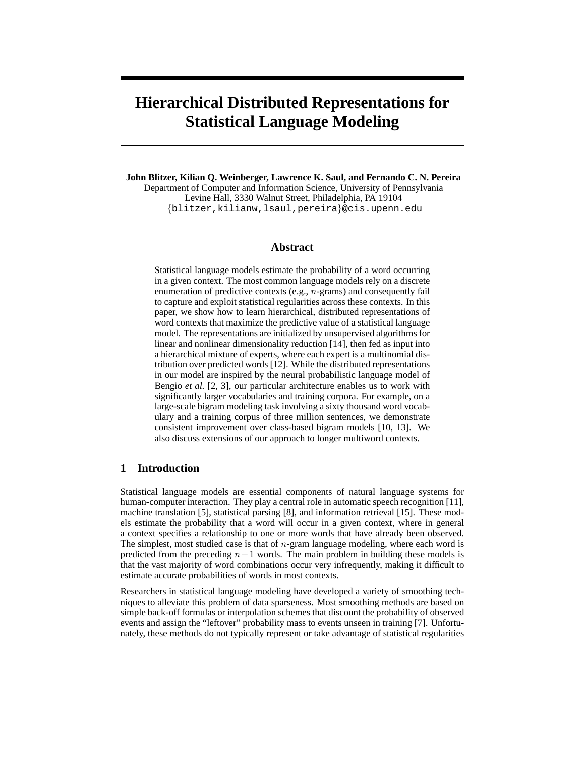# Hierarchical Distributed Representations for Statistical Language Modeling

**John Blitzer, Kilian Q. Weinberger, Lawrence K. Saul, and Fernando C. N. Pereira**
Department of Computer and Information Science, University of Pennsylvania
Levine Hall, 3330 Walnut Street, Philadelphia, PA 19104
{blitzer,kilianw,lsaul,pereira}@cis.upenn.edu

## Abstract

Statistical language models estimate the probability of a word occurring in a given context. The most common language models rely on a discrete enumeration of predictive contexts (e.g., $n$-grams) and consequently fail to capture and exploit statistical regularities across these contexts. In this paper, we show how to learn hierarchical, distributed representations of word contexts that maximize the predictive value of a statistical language model. The representations are initialized by unsupervised algorithms for linear and nonlinear dimensionality reduction [14], then fed as input into a hierarchical mixture of experts, where each expert is a multinomial distribution over predicted words [12]. While the distributed representations in our model are inspired by the neural probabilistic language model of Bengio *et al.* [2, 3], our particular architecture enables us to work with significantly larger vocabularies and training corpora. For example, on a large-scale bigram modeling task involving a sixty thousand word vocabulary and a training corpus of three million sentences, we demonstrate consistent improvement over class-based bigram models [10, 13]. We also discuss extensions of our approach to longer multiword contexts.

## 1 Introduction

Statistical language models are essential components of natural language systems for human-computer interaction. They play a central role in automatic speech recognition [11], machine translation [5], statistical parsing [8], and information retrieval [15]. These models estimate the probability that a word will occur in a given context, where in general a context specifies a relationship to one or more words that have already been observed. The simplest, most studied case is that of $n$-gram language modeling, where each word is predicted from the preceding $n-1$ words. The main problem in building these models is that the vast majority of word combinations occur very infrequently, making it difficult to estimate accurate probabilities of words in most contexts.

Researchers in statistical language modeling have developed a variety of smoothing techniques to alleviate this problem of data sparseness. Most smoothing methods are based on simple back-off formulas or interpolation schemes that discount the probability of observed events and assign the "leftover" probability mass to events unseen in training [7]. Unfortunately, these methods do not typically represent or take advantage of statistical regularities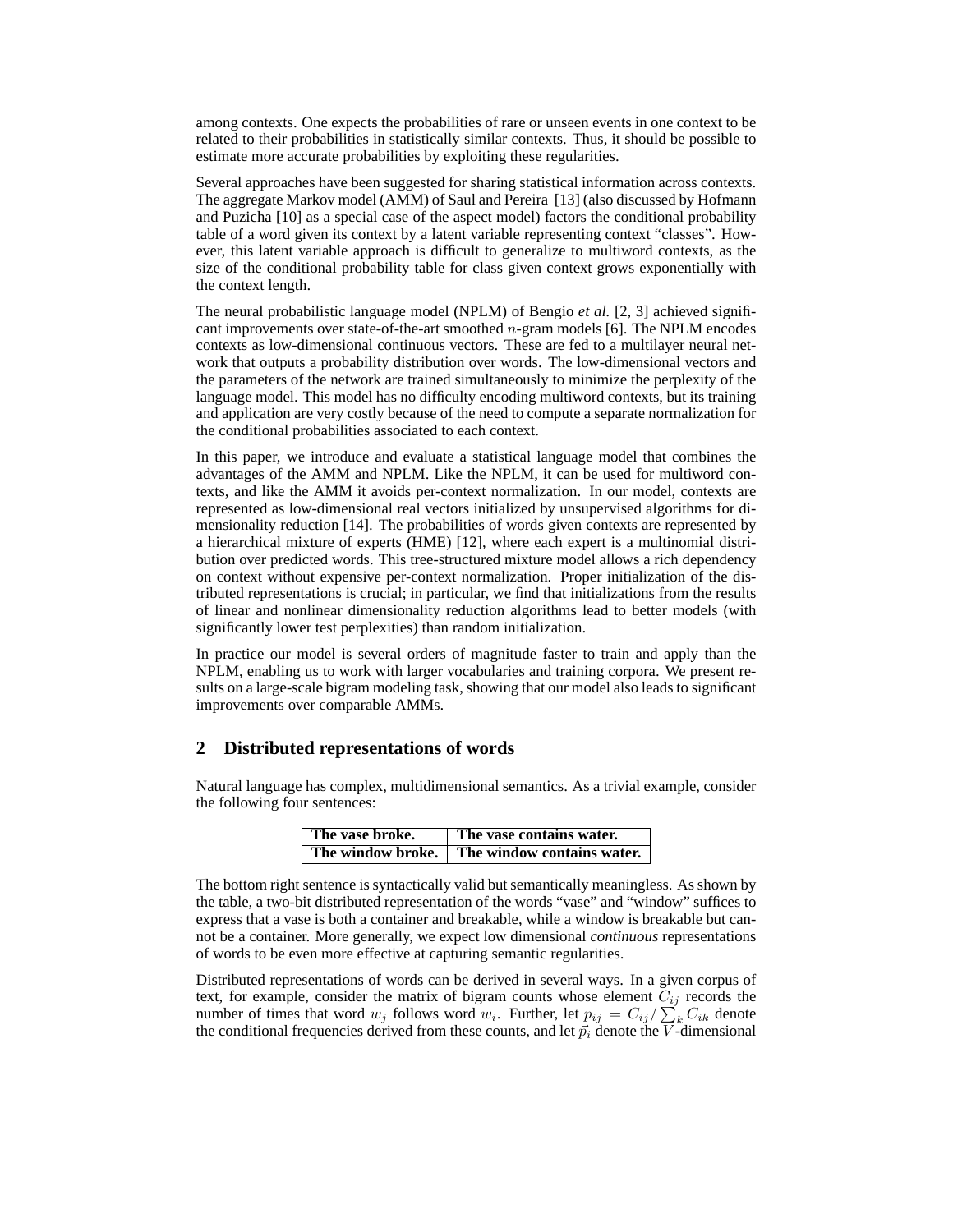among contexts. One expects the probabilities of rare or unseen events in one context to be related to their probabilities in statistically similar contexts. Thus, it should be possible to estimate more accurate probabilities by exploiting these regularities.

Several approaches have been suggested for sharing statistical information across contexts. The aggregate Markov model (AMM) of Saul and Pereira [13] (also discussed by Hofmann and Puzicha [10] as a special case of the aspect model) factors the conditional probability table of a word given its context by a latent variable representing context "classes". However, this latent variable approach is difficult to generalize to multiword contexts, as the size of the conditional probability table for class given context grows exponentially with the context length.

The neural probabilistic language model (NPLM) of Bengio *et al.* [2, 3] achieved significant improvements over state-of-the-art smoothed $n$-gram models [6]. The NPLM encodes contexts as low-dimensional continuous vectors. These are fed to a multilayer neural network that outputs a probability distribution over words. The low-dimensional vectors and the parameters of the network are trained simultaneously to minimize the perplexity of the language model. This model has no difficulty encoding multiword contexts, but its training and application are very costly because of the need to compute a separate normalization for the conditional probabilities associated to each context.

In this paper, we introduce and evaluate a statistical language model that combines the advantages of the AMM and NPLM. Like the NPLM, it can be used for multiword contexts, and like the AMM it avoids per-context normalization. In our model, contexts are represented as low-dimensional real vectors initialized by unsupervised algorithms for dimensionality reduction [14]. The probabilities of words given contexts are represented by a hierarchical mixture of experts (HME) [12], where each expert is a multinomial distribution over predicted words. This tree-structured mixture model allows a rich dependency on context without expensive per-context normalization. Proper initialization of the distributed representations is crucial; in particular, we find that initializations from the results of linear and nonlinear dimensionality reduction algorithms lead to better models (with significantly lower test perplexities) than random initialization.

In practice our model is several orders of magnitude faster to train and apply than the NPLM, enabling us to work with larger vocabularies and training corpora. We present results on a large-scale bigram modeling task, showing that our model also leads to significant improvements over comparable AMMs.

## 2 Distributed representations of words

Natural language has complex, multidimensional semantics. As a trivial example, consider the following four sentences:

| **The vase broke.** | **The vase contains water.** |
|---|---|
| **The window broke.** | **The window contains water.** |

The bottom right sentence is syntactically valid but semantically meaningless. As shown by the table, a two-bit distributed representation of the words "vase" and "window" suffices to express that a vase is both a container and breakable, while a window is breakable but cannot be a container. More generally, we expect low dimensional *continuous* representations of words to be even more effective at capturing semantic regularities.

Distributed representations of words can be derived in several ways. In a given corpus of text, for example, consider the matrix of bigram counts whose element $C_{ij}$ records the number of times that word $w_j$ follows word $w_i$. Further, let $p_{ij} = C_{ij}/\sum_k C_{ik}$ denote the conditional frequencies derived from these counts, and let $\vec{p}_i$ denote the $V$-dimensional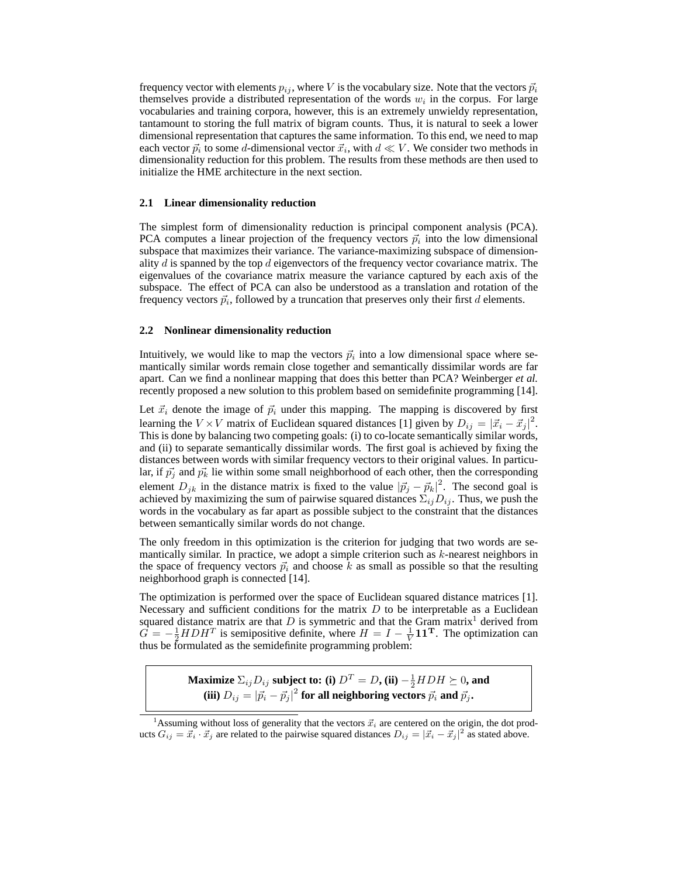frequency vector with elements $p_{ij}$, where $V$ is the vocabulary size. Note that the vectors $\vec{p}_i$ themselves provide a distributed representation of the words $w_i$ in the corpus. For large vocabularies and training corpora, however, this is an extremely unwieldy representation, tantamount to storing the full matrix of bigram counts. Thus, it is natural to seek a lower dimensional representation that captures the same information. To this end, we need to map each vector $\vec{p}_i$ to some $d$-dimensional vector $\vec{x}_i$, with $d \ll V$. We consider two methods in dimensionality reduction for this problem. The results from these methods are then used to initialize the HME architecture in the next section.

### 2.1 Linear dimensionality reduction

The simplest form of dimensionality reduction is principal component analysis (PCA). PCA computes a linear projection of the frequency vectors $\vec{p}_i$ into the low dimensional subspace that maximizes their variance. The variance-maximizing subspace of dimensionality $d$ is spanned by the top $d$ eigenvectors of the frequency vector covariance matrix. The eigenvalues of the covariance matrix measure the variance captured by each axis of the subspace. The effect of PCA can also be understood as a translation and rotation of the frequency vectors $\vec{p}_i$, followed by a truncation that preserves only their first $d$ elements.

### 2.2 Nonlinear dimensionality reduction

Intuitively, we would like to map the vectors $\vec{p}_i$ into a low dimensional space where semantically similar words remain close together and semantically dissimilar words are far apart. Can we find a nonlinear mapping that does this better than PCA? Weinberger *et al.* recently proposed a new solution to this problem based on semidefinite programming [14].

Let $\vec{x}_i$ denote the image of $\vec{p}_i$ under this mapping. The mapping is discovered by first learning the $V \times V$ matrix of Euclidean squared distances [1] given by $D_{ij} = |\vec{x}_i - \vec{x}_j|^2$. This is done by balancing two competing goals: (i) to co-locate semantically similar words, and (ii) to separate semantically dissimilar words. The first goal is achieved by fixing the distances between words with similar frequency vectors to their original values. In particular, if $\vec{p_j}$ and $\vec{p_k}$ lie within some small neighborhood of each other, then the corresponding element $D_{jk}$ in the distance matrix is fixed to the value $|\vec{p}_j - \vec{p}_k|^2$. The second goal is achieved by maximizing the sum of pairwise squared distances $\Sigma_{ij} D_{ij}$. Thus, we push the words in the vocabulary as far apart as possible subject to the constraint that the distances between semantically similar words do not change.

The only freedom in this optimization is the criterion for judging that two words are semantically similar. In practice, we adopt a simple criterion such as $k$-nearest neighbors in the space of frequency vectors $\vec{p}_i$ and choose $k$ as small as possible so that the resulting neighborhood graph is connected [14].

The optimization is performed over the space of Euclidean squared distance matrices [1]. Necessary and sufficient conditions for the matrix $D$ to be interpretable as a Euclidean squared distance matrix are that $D$ is symmetric and that the Gram matrix[1] derived from $G = -\frac{1}{2} H D H^T$ is semipositive definite, where $H = I - \frac{1}{V} \mathbf{1}\mathbf{1}^\mathbf{T}$. The optimization can thus be formulated as the semidefinite programming problem:

> **Maximize $\Sigma_{ij} D_{ij}$ subject to: (i) $D^T = D$, (ii) $-\frac{1}{2} H D H \succeq 0$, and (iii) $D_{ij} = |\vec{p}_i - \vec{p}_j|^2$ for all neighboring vectors $\vec{p}_i$ and $\vec{p}_j$.**

[1] Assuming without loss of generality that the vectors $\vec{x}_i$ are centered on the origin, the dot products $G_{ij} = \vec{x}_i \cdot \vec{x}_j$ are related to the pairwise squared distances $D_{ij} = |\vec{x}_i - \vec{x}_j|^2$ as stated above.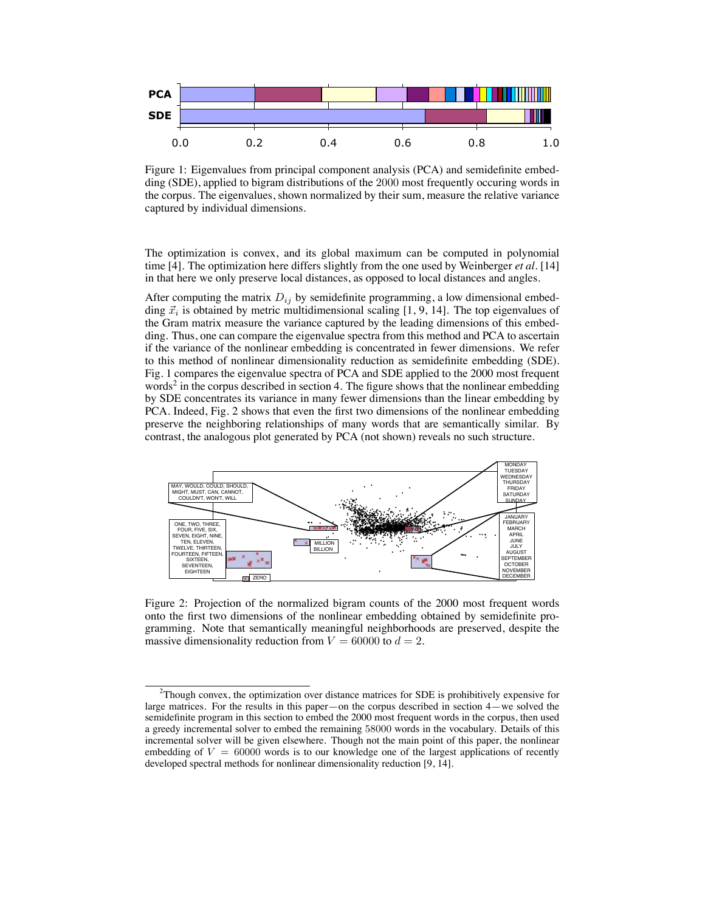Figure 1: Eigenvalues from principal component analysis (PCA) and semidefinite embedding (SDE), applied to bigram distributions of the 2000 most frequently occuring words in the corpus. The eigenvalues, shown normalized by their sum, measure the relative variance captured by individual dimensions.

The optimization is convex, and its global maximum can be computed in polynomial time [4]. The optimization here differs slightly from the one used by Weinberger *et al.* [14] in that here we only preserve local distances, as opposed to local distances and angles.

After computing the matrix $D_{ij}$ by semidefinite programming, a low dimensional embedding $\vec{x}_i$ is obtained by metric multidimensional scaling [1, 9, 14]. The top eigenvalues of the Gram matrix measure the variance captured by the leading dimensions of this embedding. Thus, one can compare the eigenvalue spectra from this method and PCA to ascertain if the variance of the nonlinear embedding is concentrated in fewer dimensions. We refer to this method of nonlinear dimensionality reduction as semidefinite embedding (SDE). Fig. 1 compares the eigenvalue spectra of PCA and SDE applied to the 2000 most frequent words[2] in the corpus described in section 4. The figure shows that the nonlinear embedding by SDE concentrates its variance in many fewer dimensions than the linear embedding by PCA. Indeed, Fig. 2 shows that even the first two dimensions of the nonlinear embedding preserve the neighboring relationships of many words that are semantically similar. By contrast, the analogous plot generated by PCA (not shown) reveals no such structure.

Figure 2: Projection of the normalized bigram counts of the 2000 most frequent words onto the first two dimensions of the nonlinear embedding obtained by semidefinite programming. Note that semantically meaningful neighborhoods are preserved, despite the massive dimensionality reduction from $V = 60000$ to $d = 2$.

[2]Though convex, the optimization over distance matrices for SDE is prohibitively expensive for large matrices. For the results in this paper—on the corpus described in section 4—we solved the semidefinite program in this section to embed the 2000 most frequent words in the corpus, then used a greedy incremental solver to embed the remaining 58000 words in the vocabulary. Details of this incremental solver will be given elsewhere. Though not the main point of this paper, the nonlinear embedding of $V = 60000$ words is to our knowledge one of the largest applications of recently developed spectral methods for nonlinear dimensionality reduction [9, 14].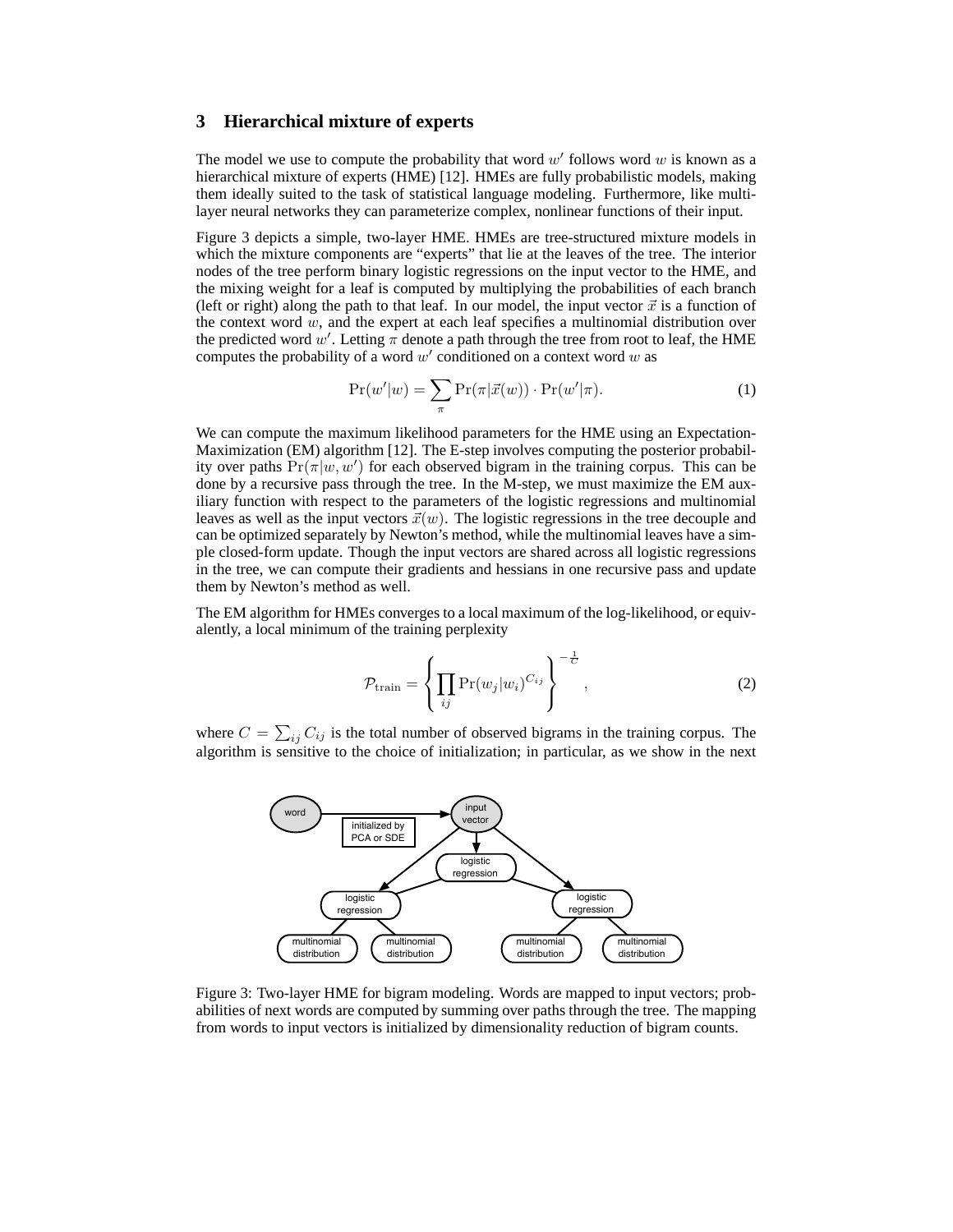## 3 Hierarchical mixture of experts

The model we use to compute the probability that word $w'$ follows word $w$ is known as a hierarchical mixture of experts (HME) [12]. HMEs are fully probabilistic models, making them ideally suited to the task of statistical language modeling. Furthermore, like multi-layer neural networks they can parameterize complex, nonlinear functions of their input.

Figure 3 depicts a simple, two-layer HME. HMEs are tree-structured mixture models in which the mixture components are "experts" that lie at the leaves of the tree. The interior nodes of the tree perform binary logistic regressions on the input vector to the HME, and the mixing weight for a leaf is computed by multiplying the probabilities of each branch (left or right) along the path to that leaf. In our model, the input vector $\vec{x}$ is a function of the context word $w$, and the expert at each leaf specifies a multinomial distribution over the predicted word $w'$. Letting $\pi$ denote a path through the tree from root to leaf, the HME computes the probability of a word $w'$ conditioned on a context word $w$ as

$$\Pr(w'|w) = \sum_{\pi} \Pr(\pi|\vec{x}(w)) \cdot \Pr(w'|\pi). \tag{1}$$

We can compute the maximum likelihood parameters for the HME using an Expectation-Maximization (EM) algorithm [12]. The E-step involves computing the posterior probability over paths $\Pr(\pi|w, w')$ for each observed bigram in the training corpus. This can be done by a recursive pass through the tree. In the M-step, we must maximize the EM auxiliary function with respect to the parameters of the logistic regressions and multinomial leaves as well as the input vectors $\vec{x}(w)$. The logistic regressions in the tree decouple and can be optimized separately by Newton's method, while the multinomial leaves have a simple closed-form update. Though the input vectors are shared across all logistic regressions in the tree, we can compute their gradients and hessians in one recursive pass and update them by Newton's method as well.

The EM algorithm for HMEs converges to a local maximum of the log-likelihood, or equivalently, a local minimum of the training perplexity

$$\mathcal{P}_{\text{train}} = \left\{ \prod_{ij} \Pr(w_j|w_i)^{C_{ij}} \right\}^{-\frac{1}{C}}, \tag{2}$$

where $C = \sum_{ij} C_{ij}$ is the total number of observed bigrams in the training corpus. The algorithm is sensitive to the choice of initialization; in particular, as we show in the next

Figure 3: Two-layer HME for bigram modeling. Words are mapped to input vectors; probabilities of next words are computed by summing over paths through the tree. The mapping from words to input vectors is initialized by dimensionality reduction of bigram counts.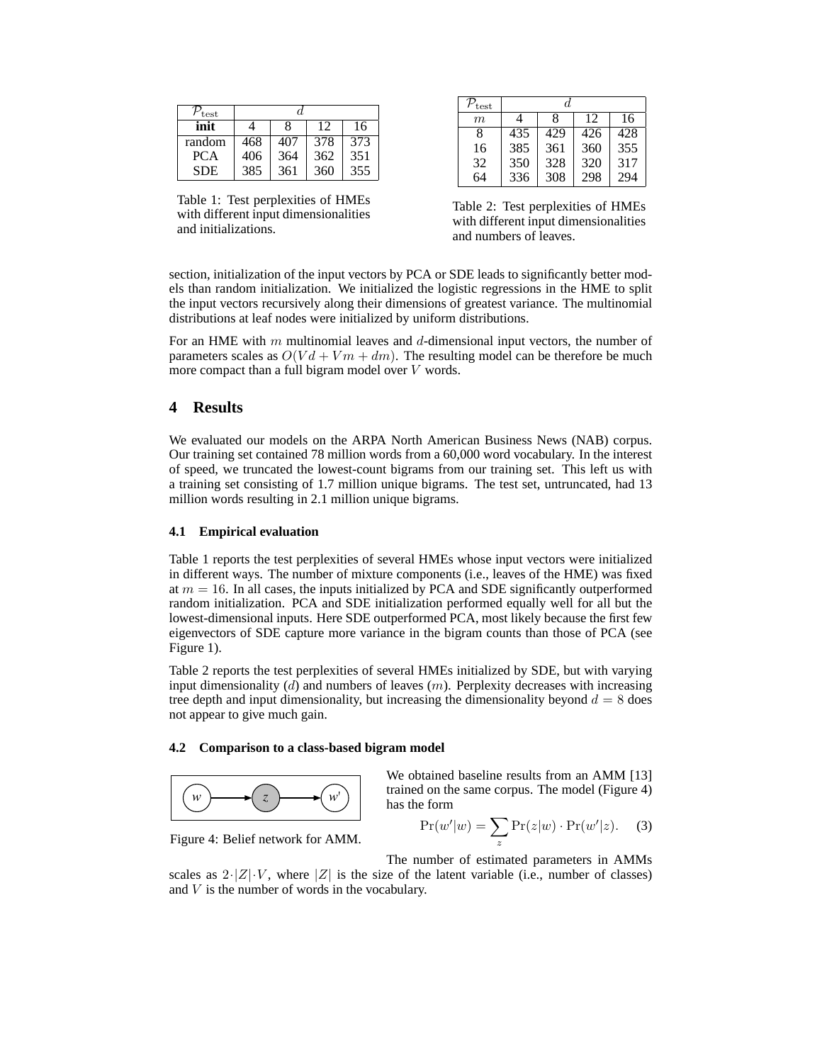| $\mathcal{P}_{\text{test}}$ | $d$ | | | |
|---|---|---|---|---|
| **init** | 4 | 8 | 12 | 16 |
| random | 468 | 407 | 378 | 373 |
| PCA | 406 | 364 | 362 | 351 |
| SDE | 385 | 361 | 360 | 355 |

Table 1: Test perplexities of HMEs with different input dimensionalities and initializations.

| $\mathcal{P}_{\text{test}}$ | $d$ | | | |
|---|---|---|---|---|
| $m$ | 4 | 8 | 12 | 16 |
| 8 | 435 | 429 | 426 | 428 |
| 16 | 385 | 361 | 360 | 355 |
| 32 | 350 | 328 | 320 | 317 |
| 64 | 336 | 308 | 298 | 294 |

Table 2: Test perplexities of HMEs with different input dimensionalities and numbers of leaves.

section, initialization of the input vectors by PCA or SDE leads to significantly better models than random initialization. We initialized the logistic regressions in the HME to split the input vectors recursively along their dimensions of greatest variance. The multinomial distributions at leaf nodes were initialized by uniform distributions.

For an HME with $m$ multinomial leaves and $d$-dimensional input vectors, the number of parameters scales as $O(Vd + Vm + dm)$. The resulting model can be therefore be much more compact than a full bigram model over $V$ words.

## 4 Results

We evaluated our models on the ARPA North American Business News (NAB) corpus. Our training set contained 78 million words from a 60,000 word vocabulary. In the interest of speed, we truncated the lowest-count bigrams from our training set. This left us with a training set consisting of 1.7 million unique bigrams. The test set, untruncated, had 13 million words resulting in 2.1 million unique bigrams.

### 4.1 Empirical evaluation

Table 1 reports the test perplexities of several HMEs whose input vectors were initialized in different ways. The number of mixture components (i.e., leaves of the HME) was fixed at $m = 16$. In all cases, the inputs initialized by PCA and SDE significantly outperformed random initialization. PCA and SDE initialization performed equally well for all but the lowest-dimensional inputs. Here SDE outperformed PCA, most likely because the first few eigenvectors of SDE capture more variance in the bigram counts than those of PCA (see Figure 1).

Table 2 reports the test perplexities of several HMEs initialized by SDE, but with varying input dimensionality ($d$) and numbers of leaves ($m$). Perplexity decreases with increasing tree depth and input dimensionality, but increasing the dimensionality beyond $d = 8$ does not appear to give much gain.

### 4.2 Comparison to a class-based bigram model

Figure 4: Belief network for AMM.

We obtained baseline results from an AMM [13] trained on the same corpus. The model (Figure 4) has the form

$$\Pr(w'|w) = \sum_z \Pr(z|w) \cdot \Pr(w'|z). \quad (3)$$

The number of estimated parameters in AMMs scales as $2 \cdot |Z| \cdot V$, where $|Z|$ is the size of the latent variable (i.e., number of classes) and $V$ is the number of words in the vocabulary.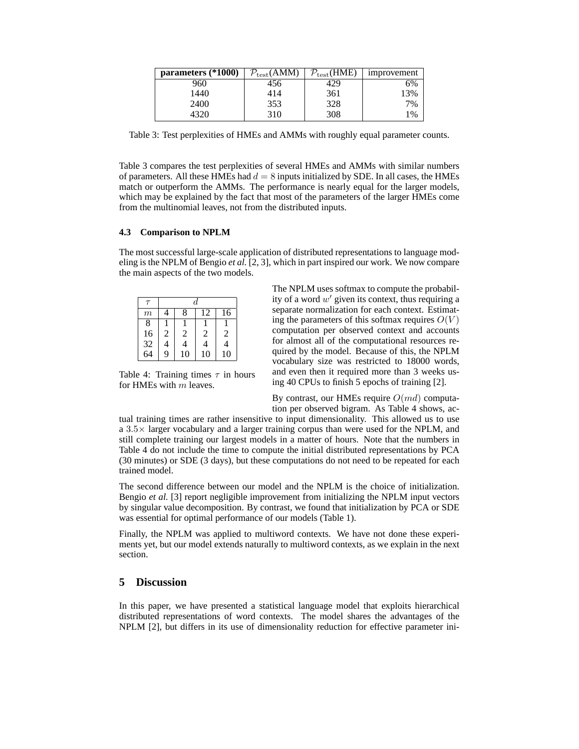| parameters (*1000) | $\mathcal{P}_{\text{test}}$(AMM) | $\mathcal{P}_{\text{test}}$(HME) | improvement |
|---|---|---|---|
| 960 | 456 | 429 | 6% |
| 1440 | 414 | 361 | 13% |
| 2400 | 353 | 328 | 7% |
| 4320 | 310 | 308 | 1% |

Table 3: Test perplexities of HMEs and AMMs with roughly equal parameter counts.

Table 3 compares the test perplexities of several HMEs and AMMs with similar numbers of parameters. All these HMEs had $d = 8$ inputs initialized by SDE. In all cases, the HMEs match or outperform the AMMs. The performance is nearly equal for the larger models, which may be explained by the fact that most of the parameters of the larger HMEs come from the multinomial leaves, not from the distributed inputs.

### 4.3 Comparison to NPLM

The most successful large-scale application of distributed representations to language modeling is the NPLM of Bengio *et al.* [2, 3], which in part inspired our work. We now compare the main aspects of the two models.

| $\tau$ | $d$ | | | |
|---|---|---|---|---|
| $m$ | 4 | 8 | 12 | 16 |
| 8 | 1 | 1 | 1 | 1 |
| 16 | 2 | 2 | 2 | 2 |
| 32 | 4 | 4 | 4 | 4 |
| 64 | 9 | 10 | 10 | 10 |

Table 4: Training times $\tau$ in hours for HMEs with $m$ leaves.

The NPLM uses softmax to compute the probability of a word $w'$ given its context, thus requiring a separate normalization for each context. Estimating the parameters of this softmax requires $O(V)$ computation per observed context and accounts for almost all of the computational resources required by the model. Because of this, the NPLM vocabulary size was restricted to 18000 words, and even then it required more than 3 weeks using 40 CPUs to finish 5 epochs of training [2].

By contrast, our HMEs require $O(md)$ computation per observed bigram. As Table 4 shows, actual training times are rather insensitive to input dimensionality. This allowed us to use a $3.5\times$ larger vocabulary and a larger training corpus than were used for the NPLM, and still complete training our largest models in a matter of hours. Note that the numbers in Table 4 do not include the time to compute the initial distributed representations by PCA (30 minutes) or SDE (3 days), but these computations do not need to be repeated for each trained model.

The second difference between our model and the NPLM is the choice of initialization. Bengio *et al.* [3] report negligible improvement from initializing the NPLM input vectors by singular value decomposition. By contrast, we found that initialization by PCA or SDE was essential for optimal performance of our models (Table 1).

Finally, the NPLM was applied to multiword contexts. We have not done these experiments yet, but our model extends naturally to multiword contexts, as we explain in the next section.

## 5 Discussion

In this paper, we have presented a statistical language model that exploits hierarchical distributed representations of word contexts. The model shares the advantages of the NPLM [2], but differs in its use of dimensionality reduction for effective parameter ini-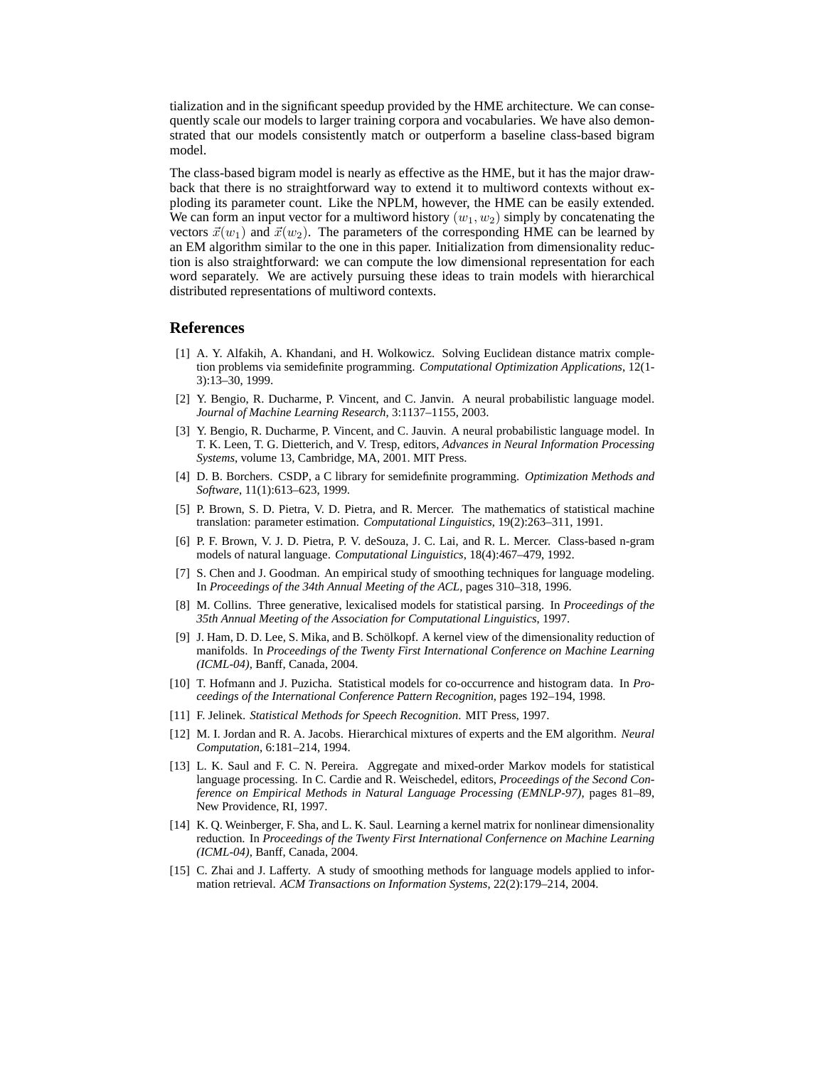tialization and in the significant speedup provided by the HME architecture. We can consequently scale our models to larger training corpora and vocabularies. We have also demonstrated that our models consistently match or outperform a baseline class-based bigram model.

The class-based bigram model is nearly as effective as the HME, but it has the major drawback that there is no straightforward way to extend it to multiword contexts without exploding its parameter count. Like the NPLM, however, the HME can be easily extended. We can form an input vector for a multiword history $(w_1, w_2)$ simply by concatenating the vectors $\vec{x}(w_1)$ and $\vec{x}(w_2)$. The parameters of the corresponding HME can be learned by an EM algorithm similar to the one in this paper. Initialization from dimensionality reduction is also straightforward: we can compute the low dimensional representation for each word separately. We are actively pursuing these ideas to train models with hierarchical distributed representations of multiword contexts.

## References

[1] A. Y. Alfakih, A. Khandani, and H. Wolkowicz. Solving Euclidean distance matrix completion problems via semidefinite programming. *Computational Optimization Applications*, 12(1-3):13–30, 1999.

[2] Y. Bengio, R. Ducharme, P. Vincent, and C. Janvin. A neural probabilistic language model. *Journal of Machine Learning Research*, 3:1137–1155, 2003.

[3] Y. Bengio, R. Ducharme, P. Vincent, and C. Jauvin. A neural probabilistic language model. In T. K. Leen, T. G. Dietterich, and V. Tresp, editors, *Advances in Neural Information Processing Systems*, volume 13, Cambridge, MA, 2001. MIT Press.

[4] D. B. Borchers. CSDP, a C library for semidefinite programming. *Optimization Methods and Software*, 11(1):613–623, 1999.

[5] P. Brown, S. D. Pietra, V. D. Pietra, and R. Mercer. The mathematics of statistical machine translation: parameter estimation. *Computational Linguistics*, 19(2):263–311, 1991.

[6] P. F. Brown, V. J. D. Pietra, P. V. deSouza, J. C. Lai, and R. L. Mercer. Class-based n-gram models of natural language. *Computational Linguistics*, 18(4):467–479, 1992.

[7] S. Chen and J. Goodman. An empirical study of smoothing techniques for language modeling. In *Proceedings of the 34th Annual Meeting of the ACL*, pages 310–318, 1996.

[8] M. Collins. Three generative, lexicalised models for statistical parsing. In *Proceedings of the 35th Annual Meeting of the Association for Computational Linguistics*, 1997.

[9] J. Ham, D. D. Lee, S. Mika, and B. Schölkopf. A kernel view of the dimensionality reduction of manifolds. In *Proceedings of the Twenty First International Conference on Machine Learning (ICML-04)*, Banff, Canada, 2004.

[10] T. Hofmann and J. Puzicha. Statistical models for co-occurrence and histogram data. In *Proceedings of the International Conference Pattern Recognition*, pages 192–194, 1998.

[11] F. Jelinek. *Statistical Methods for Speech Recognition*. MIT Press, 1997.

[12] M. I. Jordan and R. A. Jacobs. Hierarchical mixtures of experts and the EM algorithm. *Neural Computation*, 6:181–214, 1994.

[13] L. K. Saul and F. C. N. Pereira. Aggregate and mixed-order Markov models for statistical language processing. In C. Cardie and R. Weischedel, editors, *Proceedings of the Second Conference on Empirical Methods in Natural Language Processing (EMNLP-97)*, pages 81–89, New Providence, RI, 1997.

[14] K. Q. Weinberger, F. Sha, and L. K. Saul. Learning a kernel matrix for nonlinear dimensionality reduction. In *Proceedings of the Twenty First International Conference on Machine Learning (ICML-04)*, Banff, Canada, 2004.

[15] C. Zhai and J. Lafferty. A study of smoothing methods for language models applied to information retrieval. *ACM Transactions on Information Systems*, 22(2):179–214, 2004.